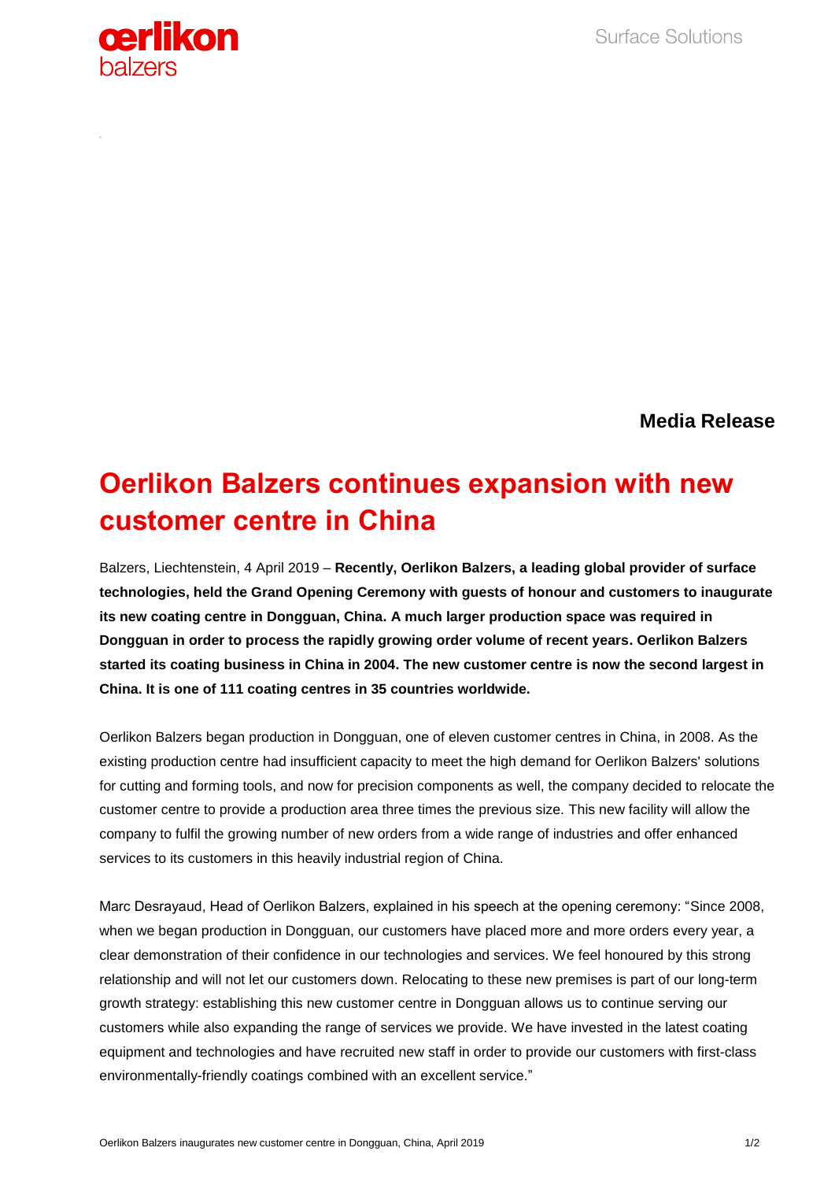**Media Release**

# Oerlikon Balzers continues expansion with new customer centre in China

Balzers, Liechtenstein, 4 April 2019 – **Recently, Oerlikon Balzers, a leading global provider of surface technologies, held the Grand Opening Ceremony with guests of honour and customers to inaugurate its new coating centre in Dongguan, China. A much larger production space was required in Dongguan in order to process the rapidly growing order volume of recent years. Oerlikon Balzers started its coating business in China in 2004. The new customer centre is now the second largest in China. It is one of 111 coating centres in 35 countries worldwide.**

Oerlikon Balzers began production in Dongguan, one of eleven customer centres in China, in 2008. As the existing production centre had insufficient capacity to meet the high demand for Oerlikon Balzers' solutions for cutting and forming tools, and now for precision components as well, the company decided to relocate the customer centre to provide a production area three times the previous size. This new facility will allow the company to fulfil the growing number of new orders from a wide range of industries and offer enhanced services to its customers in this heavily industrial region of China.

Marc Desrayaud, Head of Oerlikon Balzers, explained in his speech at the opening ceremony: "Since 2008, when we began production in Dongguan, our customers have placed more and more orders every year, a clear demonstration of their confidence in our technologies and services. We feel honoured by this strong relationship and will not let our customers down. Relocating to these new premises is part of our long-term growth strategy: establishing this new customer centre in Dongguan allows us to continue serving our customers while also expanding the range of services we provide. We have invested in the latest coating equipment and technologies and have recruited new staff in order to provide our customers with first-class environmentally-friendly coatings combined with an excellent service."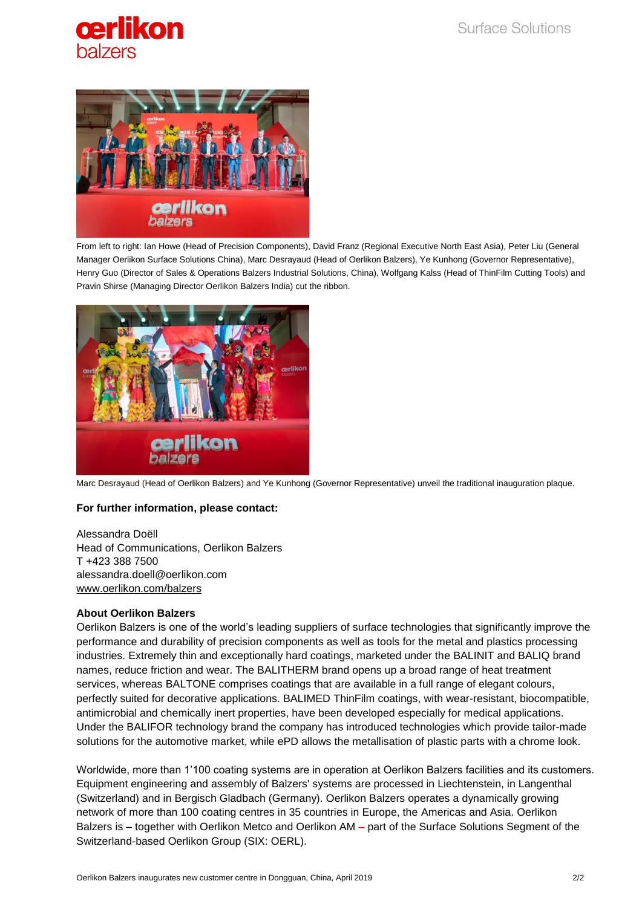From left to right: Ian Howe (Head of Precision Components), David Franz (Regional Executive North East Asia), Peter Liu (General Manager Oerlikon Surface Solutions China), Marc Desrayaud (Head of Oerlikon Balzers), Ye Kunhong (Governor Representative), Henry Guo (Director of Sales & Operations Balzers Industrial Solutions, China), Wolfgang Kalss (Head of ThinFilm Cutting Tools) and Pravin Shirse (Managing Director Oerlikon Balzers India) cut the ribbon.

Marc Desrayaud (Head of Oerlikon Balzers) and Ye Kunhong (Governor Representative) unveil the traditional inauguration plaque.

**For further information, please contact:**

Alessandra Doëll
Head of Communications, Oerlikon Balzers
T +423 388 7500
alessandra.doell@oerlikon.com
www.oerlikon.com/balzers

**About Oerlikon Balzers**

Oerlikon Balzers is one of the world's leading suppliers of surface technologies that significantly improve the performance and durability of precision components as well as tools for the metal and plastics processing industries. Extremely thin and exceptionally hard coatings, marketed under the BALINIT and BALIQ brand names, reduce friction and wear. The BALITHERM brand opens up a broad range of heat treatment services, whereas BALTONE comprises coatings that are available in a full range of elegant colours, perfectly suited for decorative applications. BALIMED ThinFilm coatings, with wear-resistant, biocompatible, antimicrobial and chemically inert properties, have been developed especially for medical applications. Under the BALIFOR technology brand the company has introduced technologies which provide tailor-made solutions for the automotive market, while ePD allows the metallisation of plastic parts with a chrome look.

Worldwide, more than 1'100 coating systems are in operation at Oerlikon Balzers facilities and its customers. Equipment engineering and assembly of Balzers' systems are processed in Liechtenstein, in Langenthal (Switzerland) and in Bergisch Gladbach (Germany). Oerlikon Balzers operates a dynamically growing network of more than 100 coating centres in 35 countries in Europe, the Americas and Asia. Oerlikon Balzers is – together with Oerlikon Metco and Oerlikon AM – part of the Surface Solutions Segment of the Switzerland-based Oerlikon Group (SIX: OERL).